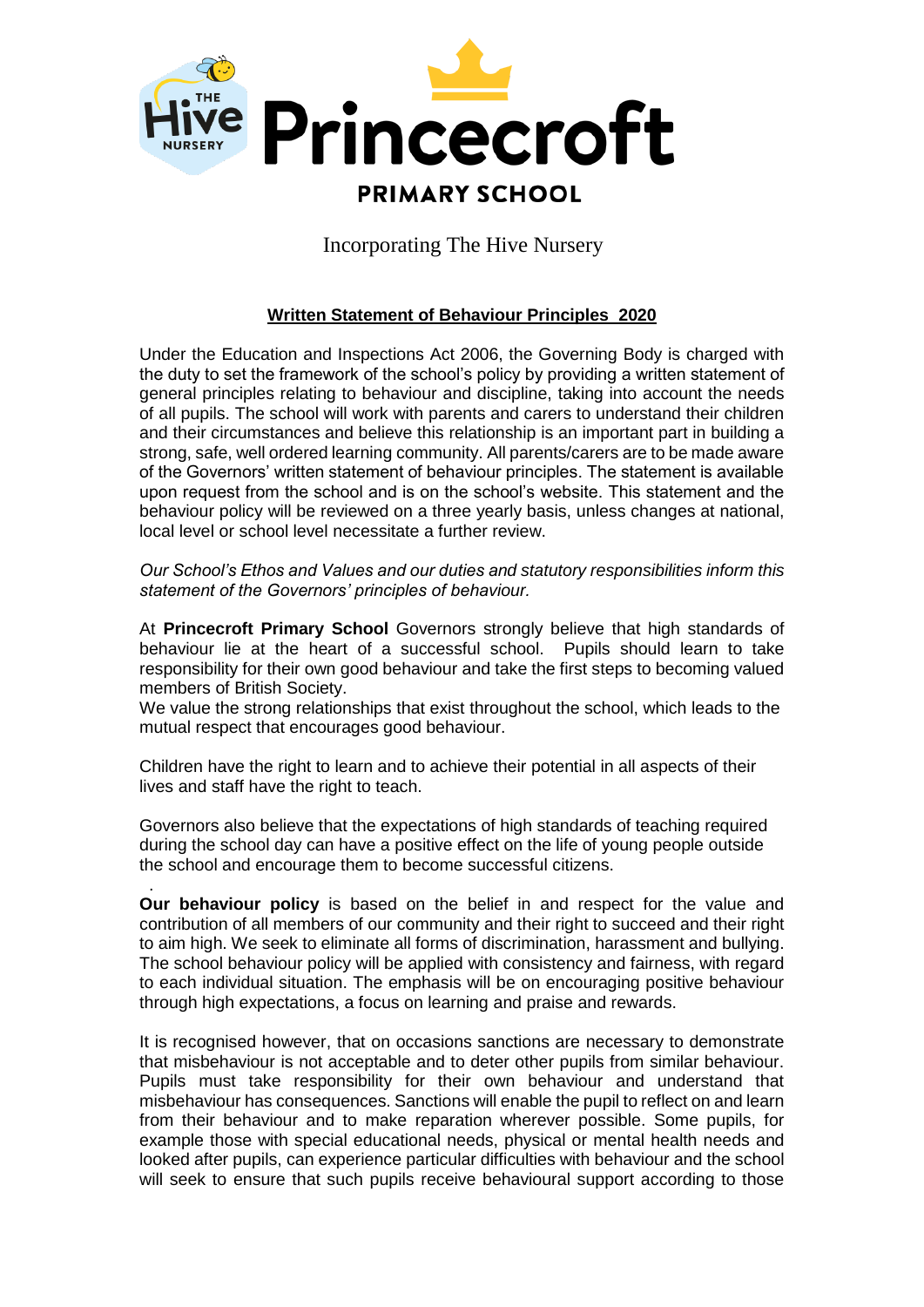THE Hive NURSERY **Princecroft** PRIMARY SCHOOL

Incorporating The Hive Nursery

## **Written Statement of Behaviour Principles 2020**

Under the Education and Inspections Act 2006, the Governing Body is charged with the duty to set the framework of the school's policy by providing a written statement of general principles relating to behaviour and discipline, taking into account the needs of all pupils. The school will work with parents and carers to understand their children and their circumstances and believe this relationship is an important part in building a strong, safe, well ordered learning community. All parents/carers are to be made aware of the Governors' written statement of behaviour principles. The statement is available upon request from the school and is on the school's website. This statement and the behaviour policy will be reviewed on a three yearly basis, unless changes at national, local level or school level necessitate a further review.

*Our School's Ethos and Values and our duties and statutory responsibilities inform this statement of the Governors' principles of behaviour.*

At **Princecroft Primary School** Governors strongly believe that high standards of behaviour lie at the heart of a successful school. Pupils should learn to take responsibility for their own good behaviour and take the first steps to becoming valued members of British Society.
We value the strong relationships that exist throughout the school, which leads to the mutual respect that encourages good behaviour.

Children have the right to learn and to achieve their potential in all aspects of their lives and staff have the right to teach.

Governors also believe that the expectations of high standards of teaching required during the school day can have a positive effect on the life of young people outside the school and encourage them to become successful citizens.

**Our behaviour policy** is based on the belief in and respect for the value and contribution of all members of our community and their right to succeed and their right to aim high. We seek to eliminate all forms of discrimination, harassment and bullying. The school behaviour policy will be applied with consistency and fairness, with regard to each individual situation. The emphasis will be on encouraging positive behaviour through high expectations, a focus on learning and praise and rewards.

It is recognised however, that on occasions sanctions are necessary to demonstrate that misbehaviour is not acceptable and to deter other pupils from similar behaviour. Pupils must take responsibility for their own behaviour and understand that misbehaviour has consequences. Sanctions will enable the pupil to reflect on and learn from their behaviour and to make reparation wherever possible. Some pupils, for example those with special educational needs, physical or mental health needs and looked after pupils, can experience particular difficulties with behaviour and the school will seek to ensure that such pupils receive behavioural support according to those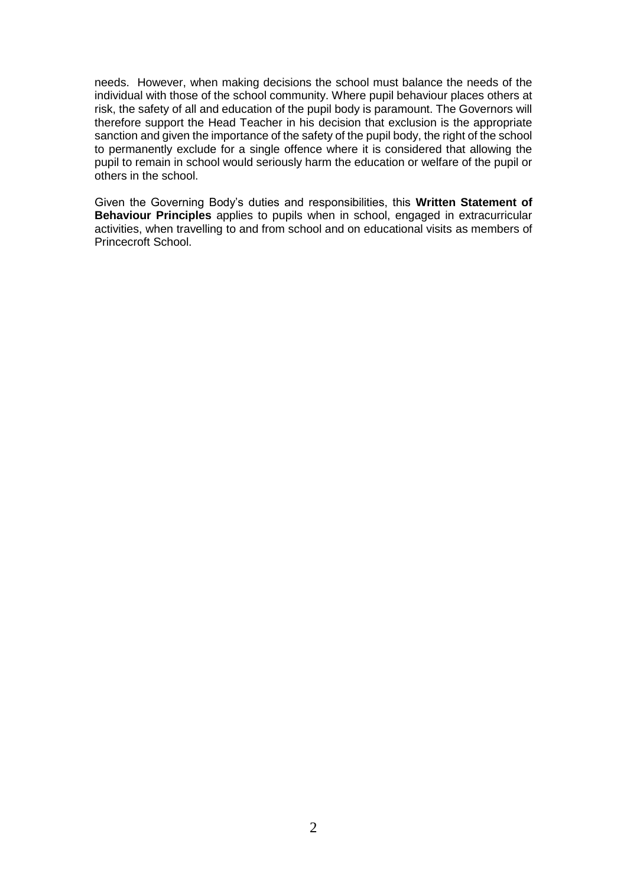needs. However, when making decisions the school must balance the needs of the individual with those of the school community. Where pupil behaviour places others at risk, the safety of all and education of the pupil body is paramount. The Governors will therefore support the Head Teacher in his decision that exclusion is the appropriate sanction and given the importance of the safety of the pupil body, the right of the school to permanently exclude for a single offence where it is considered that allowing the pupil to remain in school would seriously harm the education or welfare of the pupil or others in the school.

Given the Governing Body's duties and responsibilities, this **Written Statement of Behaviour Principles** applies to pupils when in school, engaged in extracurricular activities, when travelling to and from school and on educational visits as members of Princecroft School.